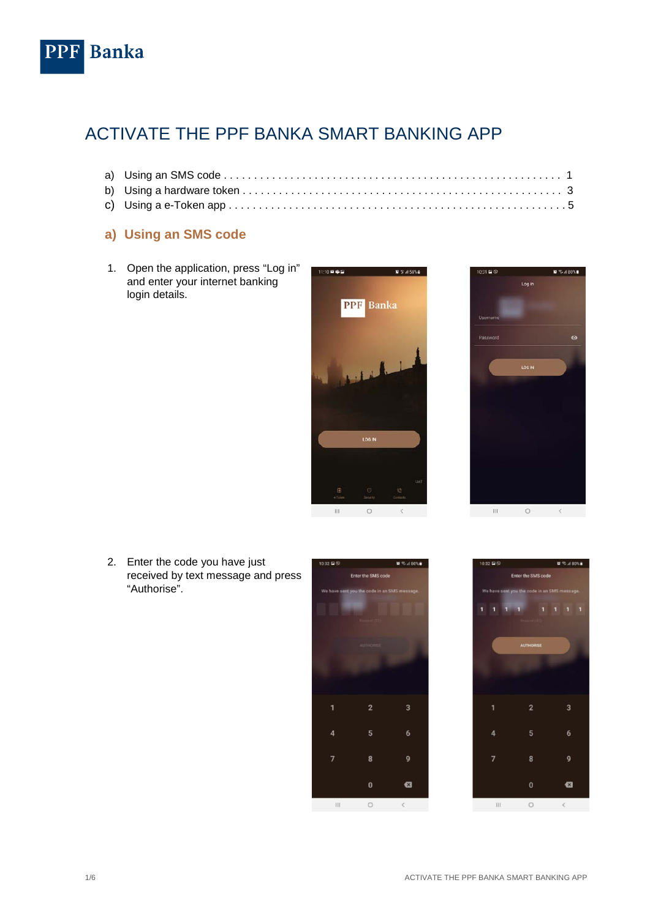# ACTIVATE THE PPF BANKA SMART BANKING APP

a) Using an SMS code . . . . . . . . . . . . . . . . . . . . . . . . . . . . . . . . . . . . . . . . . . . . . . . . . . . . . . 1
b) Using a hardware token . . . . . . . . . . . . . . . . . . . . . . . . . . . . . . . . . . . . . . . . . . . . . . . . . . . 3
c) Using a e-Token app . . . . . . . . . . . . . . . . . . . . . . . . . . . . . . . . . . . . . . . . . . . . . . . . . . . . . 5

## a) Using an SMS code

1. Open the application, press “Log in” and enter your internet banking login details.

2. Enter the code you have just received by text message and press “Authorise”.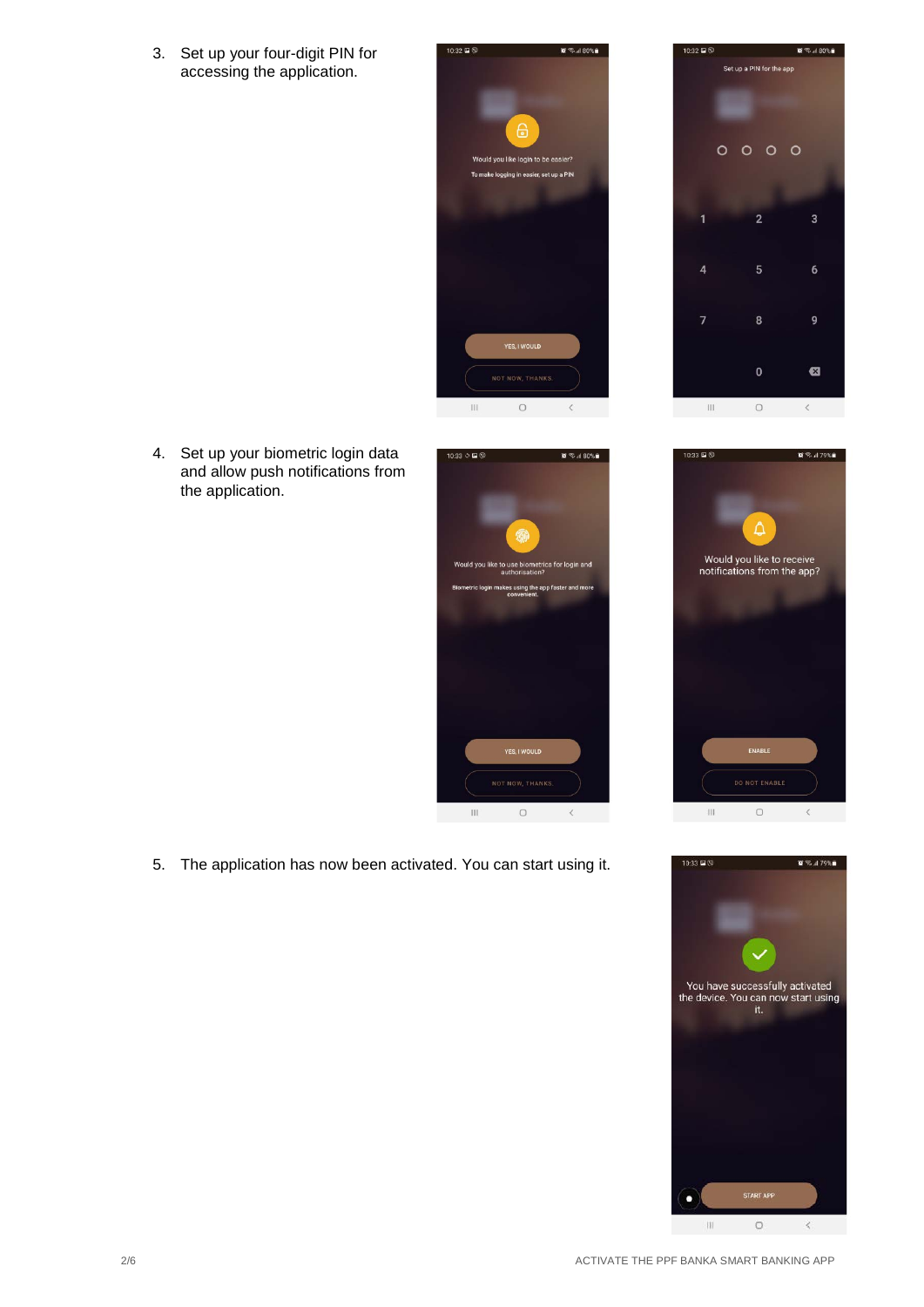3. Set up your four-digit PIN for accessing the application.

4. Set up your biometric login data and allow push notifications from the application.

5. The application has now been activated. You can start using it.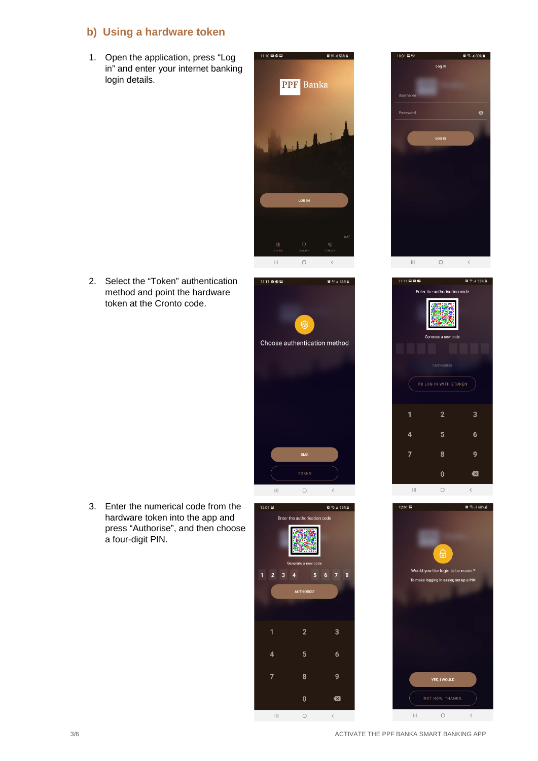## b) Using a hardware token

1. Open the application, press “Log in” and enter your internet banking login details.

2. Select the “Token” authentication method and point the hardware token at the Cronto code.

3. Enter the numerical code from the hardware token into the app and press “Authorise”, and then choose a four-digit PIN.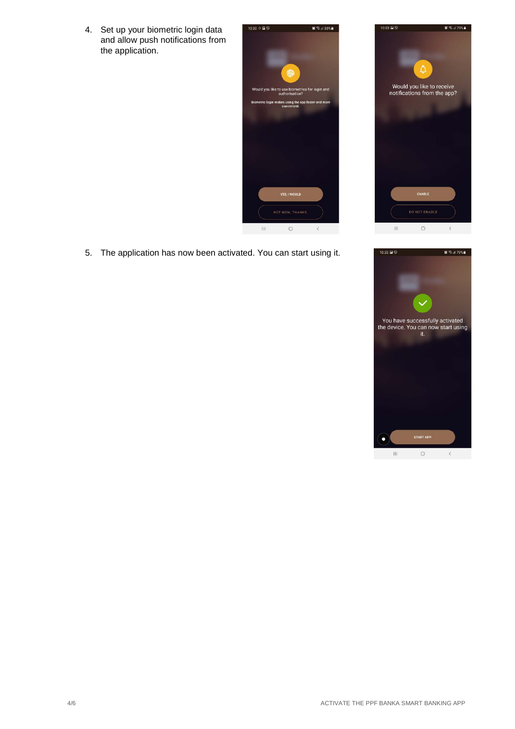4. Set up your biometric login data and allow push notifications from the application.

5. The application has now been activated. You can start using it.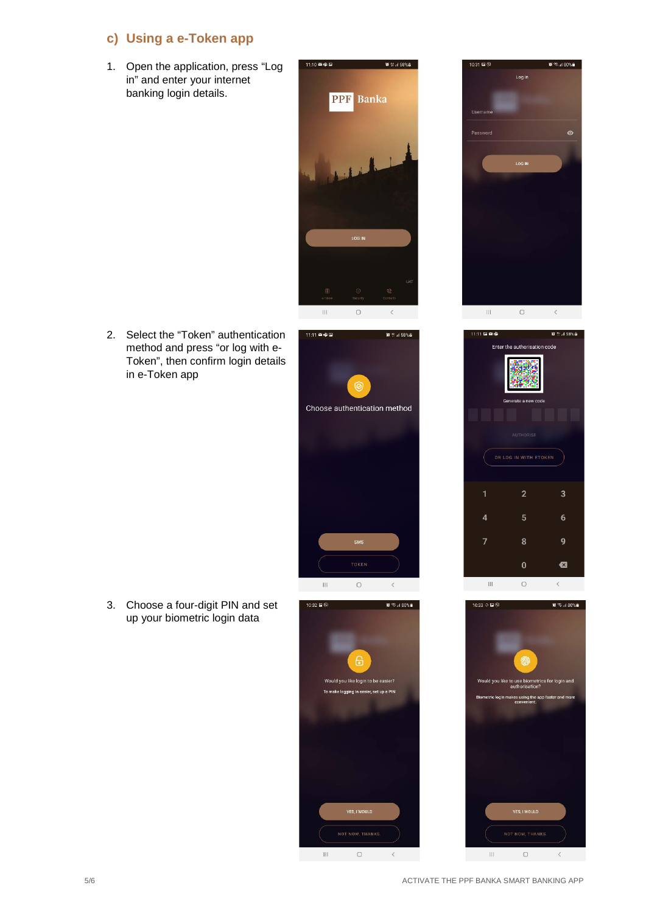## c) Using a e-Token app

1. Open the application, press “Log in” and enter your internet banking login details.

2. Select the “Token” authentication method and press “or log with e-Token”, then confirm login details in e-Token app

3. Choose a four-digit PIN and set up your biometric login data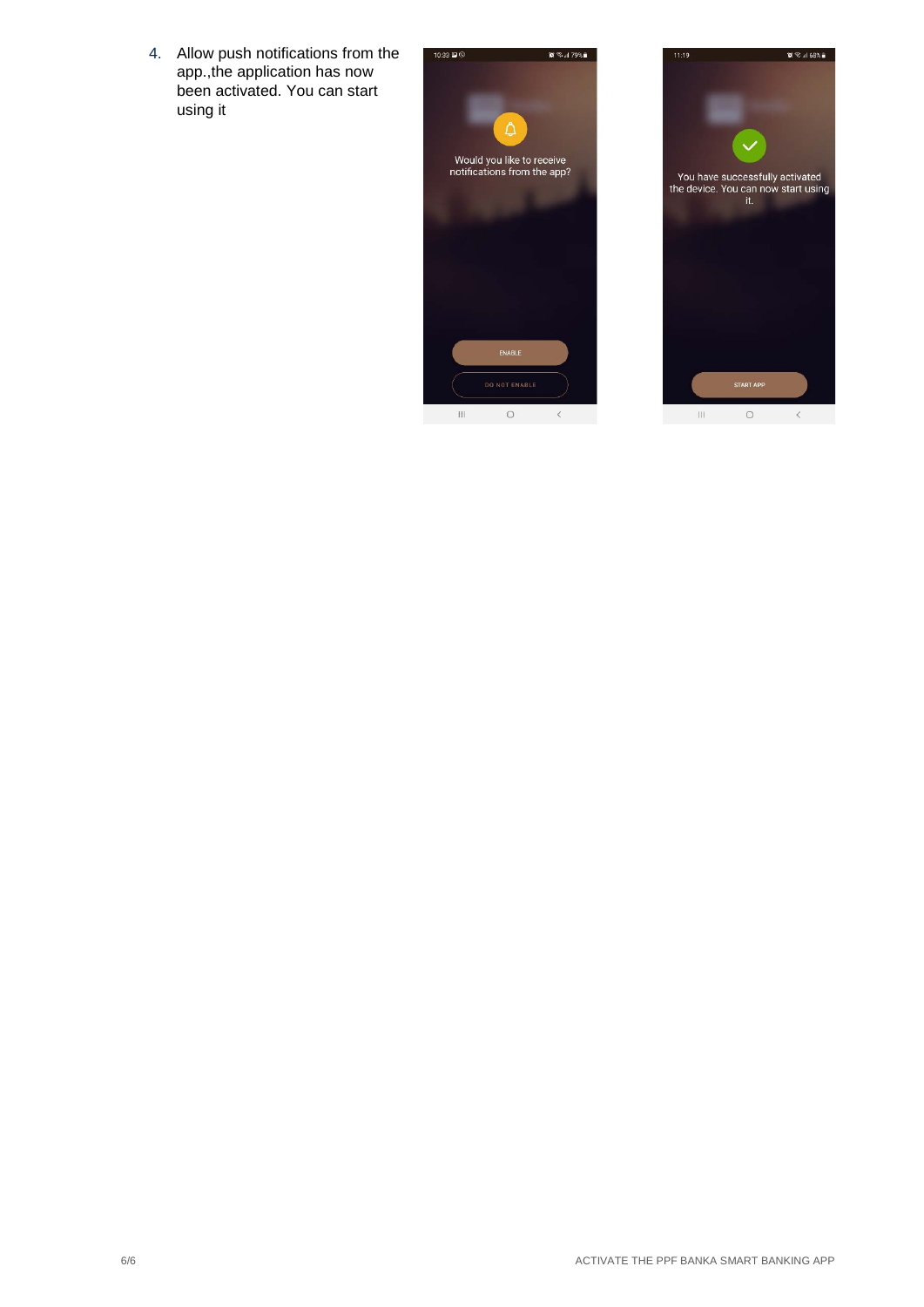4. Allow push notifications from the app.,the application has now been activated. You can start using it

Would you like to receive notifications from the app?

ENABLE

DO NOT ENABLE

You have successfully activated the device. You can now start using it.

START APP